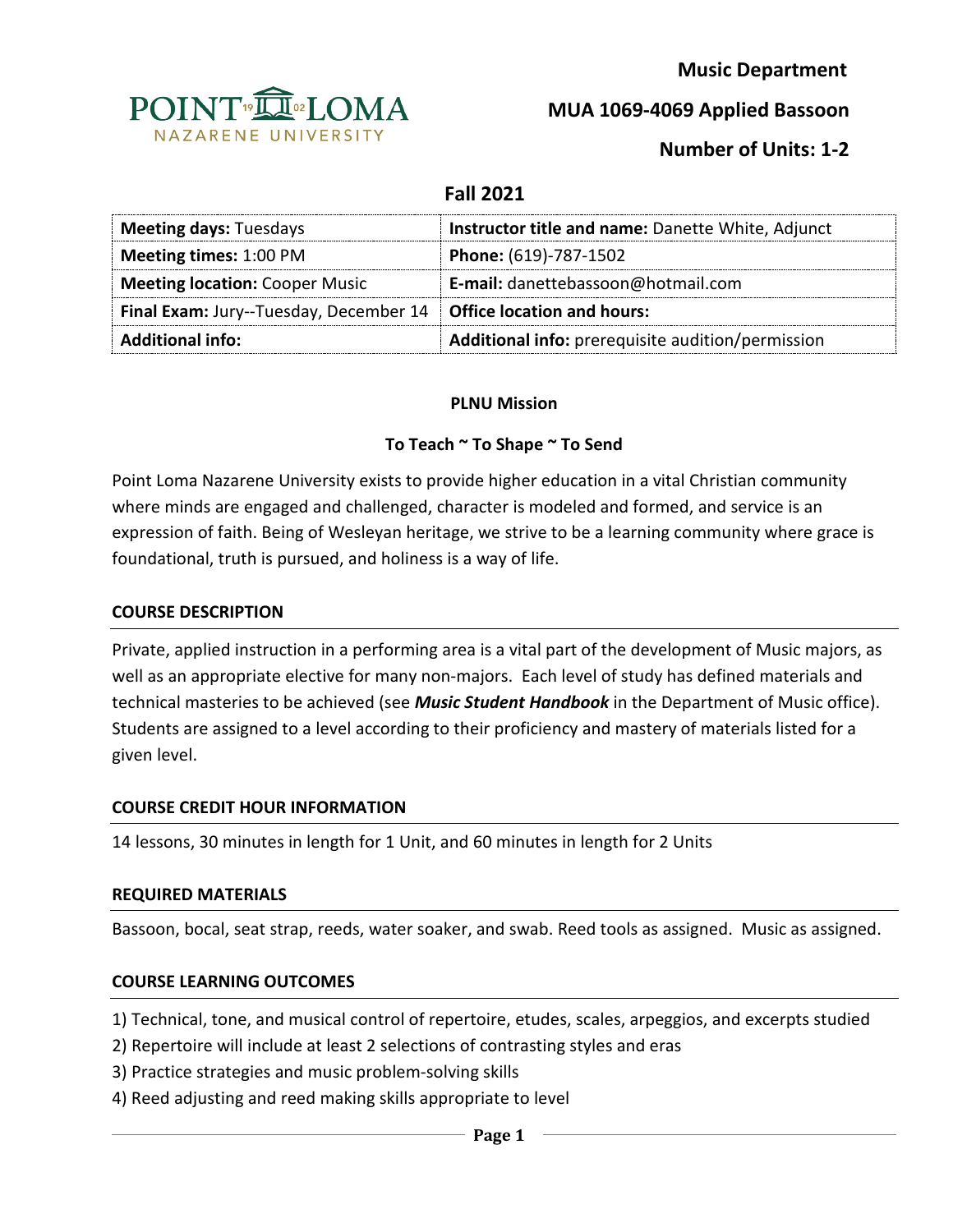**Music Department**

**MUA 1069-4069 Applied Bassoon**

**Number of Units: 1-2**

**Fall 2021**

| **Meeting days:** Tuesdays | **Instructor title and name:** Danette White, Adjunct |
|---|---|
| **Meeting times:** 1:00 PM | **Phone:** (619)-787-1502 |
| **Meeting location:** Cooper Music | **E-mail:** danettebassoon@hotmail.com |
| **Final Exam:** Jury--Tuesday, December 14 | **Office location and hours:** |
| **Additional info:** | **Additional info:** prerequisite audition/permission |

**PLNU Mission**

**To Teach ~ To Shape ~ To Send**

Point Loma Nazarene University exists to provide higher education in a vital Christian community where minds are engaged and challenged, character is modeled and formed, and service is an expression of faith. Being of Wesleyan heritage, we strive to be a learning community where grace is foundational, truth is pursued, and holiness is a way of life.

## COURSE DESCRIPTION

Private, applied instruction in a performing area is a vital part of the development of Music majors, as well as an appropriate elective for many non-majors. Each level of study has defined materials and technical masteries to be achieved (see ***Music Student Handbook*** in the Department of Music office). Students are assigned to a level according to their proficiency and mastery of materials listed for a given level.

## COURSE CREDIT HOUR INFORMATION

14 lessons, 30 minutes in length for 1 Unit, and 60 minutes in length for 2 Units

## REQUIRED MATERIALS

Bassoon, bocal, seat strap, reeds, water soaker, and swab. Reed tools as assigned. Music as assigned.

## COURSE LEARNING OUTCOMES

1) Technical, tone, and musical control of repertoire, etudes, scales, arpeggios, and excerpts studied
2) Repertoire will include at least 2 selections of contrasting styles and eras
3) Practice strategies and music problem-solving skills
4) Reed adjusting and reed making skills appropriate to level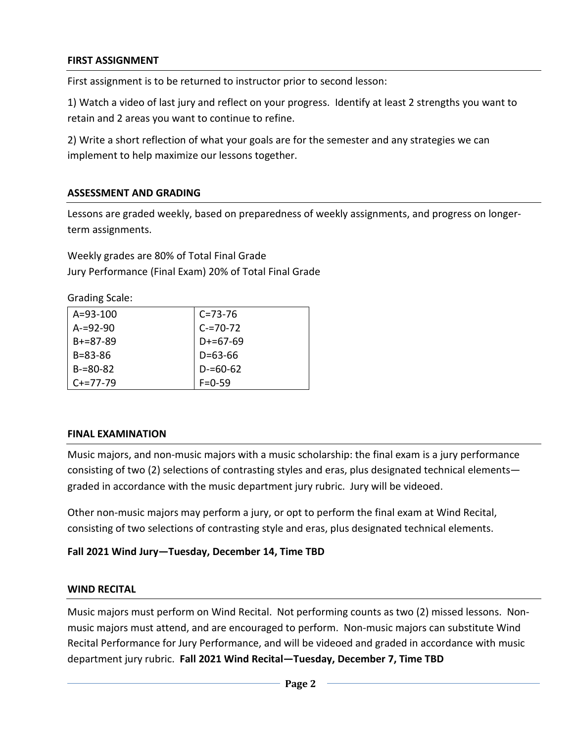## FIRST ASSIGNMENT

First assignment is to be returned to instructor prior to second lesson:

1) Watch a video of last jury and reflect on your progress. Identify at least 2 strengths you want to retain and 2 areas you want to continue to refine.

2) Write a short reflection of what your goals are for the semester and any strategies we can implement to help maximize our lessons together.

## ASSESSMENT AND GRADING

Lessons are graded weekly, based on preparedness of weekly assignments, and progress on longer-term assignments.

Weekly grades are 80% of Total Final Grade
Jury Performance (Final Exam) 20% of Total Final Grade

Grading Scale:

| | |
|---|---|
| A=93-100 | C=73-76 |
| A-=92-90 | C-=70-72 |
| B+=87-89 | D+=67-69 |
| B=83-86 | D=63-66 |
| B-=80-82 | D-=60-62 |
| C+=77-79 | F=0-59 |

## FINAL EXAMINATION

Music majors, and non-music majors with a music scholarship: the final exam is a jury performance consisting of two (2) selections of contrasting styles and eras, plus designated technical elements—graded in accordance with the music department jury rubric. Jury will be videoed.

Other non-music majors may perform a jury, or opt to perform the final exam at Wind Recital, consisting of two selections of contrasting style and eras, plus designated technical elements.

**Fall 2021 Wind Jury—Tuesday, December 14, Time TBD**

## WIND RECITAL

Music majors must perform on Wind Recital. Not performing counts as two (2) missed lessons. Non-music majors must attend, and are encouraged to perform. Non-music majors can substitute Wind Recital Performance for Jury Performance, and will be videoed and graded in accordance with music department jury rubric. **Fall 2021 Wind Recital—Tuesday, December 7, Time TBD**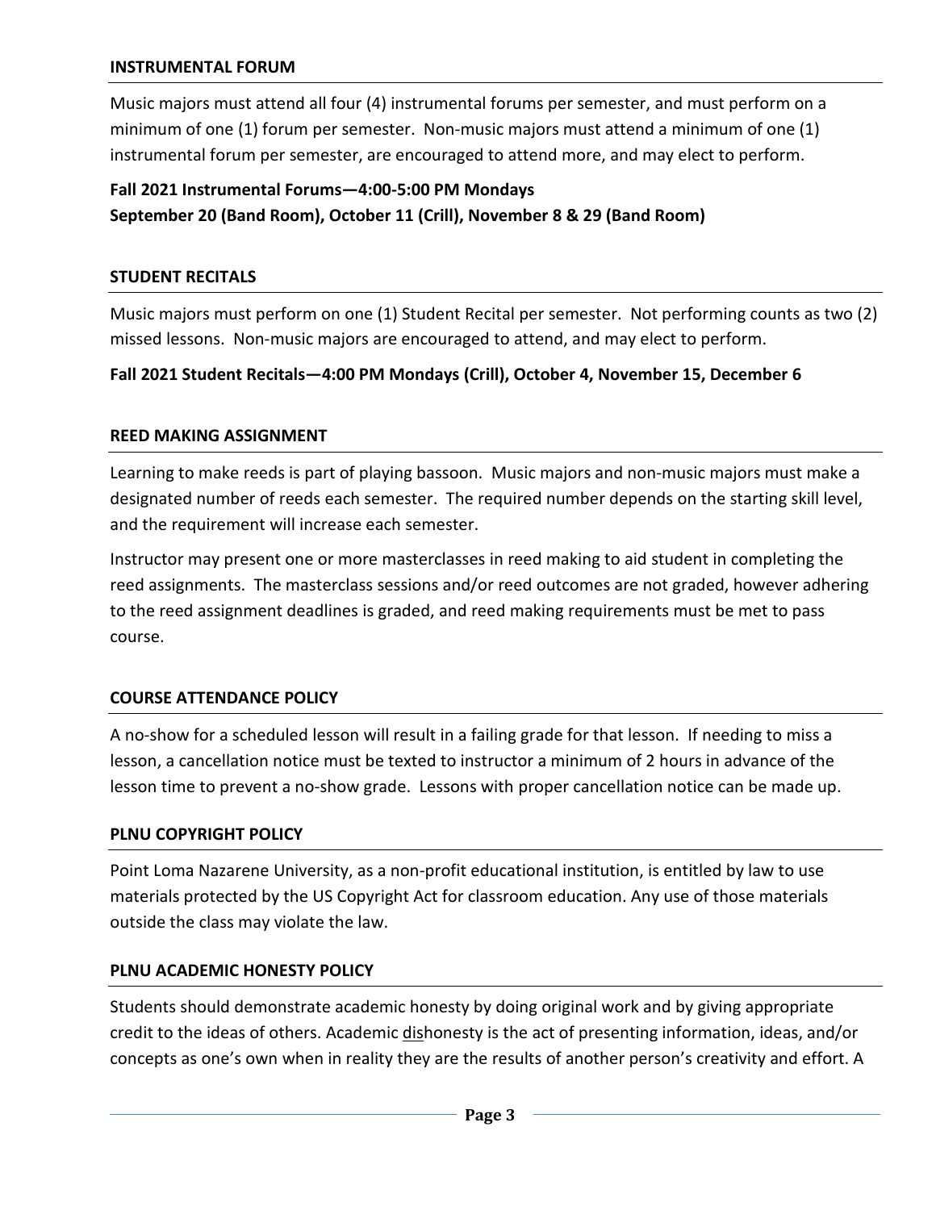## INSTRUMENTAL FORUM

Music majors must attend all four (4) instrumental forums per semester, and must perform on a minimum of one (1) forum per semester. Non-music majors must attend a minimum of one (1) instrumental forum per semester, are encouraged to attend more, and may elect to perform.

**Fall 2021 Instrumental Forums—4:00-5:00 PM Mondays**
**September 20 (Band Room), October 11 (Crill), November 8 & 29 (Band Room)**

## STUDENT RECITALS

Music majors must perform on one (1) Student Recital per semester. Not performing counts as two (2) missed lessons. Non-music majors are encouraged to attend, and may elect to perform.

**Fall 2021 Student Recitals—4:00 PM Mondays (Crill), October 4, November 15, December 6**

## REED MAKING ASSIGNMENT

Learning to make reeds is part of playing bassoon. Music majors and non-music majors must make a designated number of reeds each semester. The required number depends on the starting skill level, and the requirement will increase each semester.

Instructor may present one or more masterclasses in reed making to aid student in completing the reed assignments. The masterclass sessions and/or reed outcomes are not graded, however adhering to the reed assignment deadlines is graded, and reed making requirements must be met to pass course.

## COURSE ATTENDANCE POLICY

A no-show for a scheduled lesson will result in a failing grade for that lesson. If needing to miss a lesson, a cancellation notice must be texted to instructor a minimum of 2 hours in advance of the lesson time to prevent a no-show grade. Lessons with proper cancellation notice can be made up.

## PLNU COPYRIGHT POLICY

Point Loma Nazarene University, as a non-profit educational institution, is entitled by law to use materials protected by the US Copyright Act for classroom education. Any use of those materials outside the class may violate the law.

## PLNU ACADEMIC HONESTY POLICY

Students should demonstrate academic honesty by doing original work and by giving appropriate credit to the ideas of others. Academic dishonesty is the act of presenting information, ideas, and/or concepts as one's own when in reality they are the results of another person's creativity and effort. A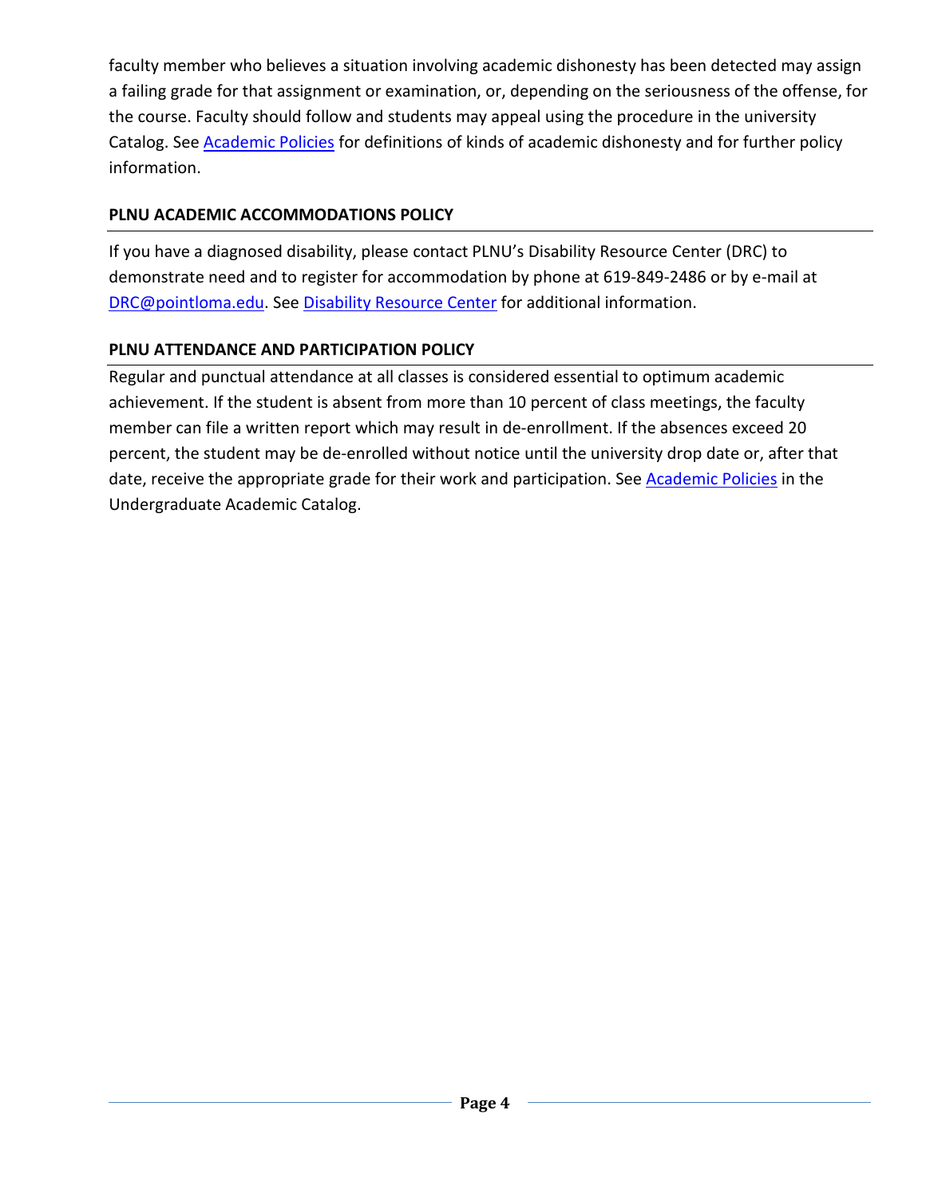faculty member who believes a situation involving academic dishonesty has been detected may assign a failing grade for that assignment or examination, or, depending on the seriousness of the offense, for the course. Faculty should follow and students may appeal using the procedure in the university Catalog. See Academic Policies for definitions of kinds of academic dishonesty and for further policy information.

### PLNU ACADEMIC ACCOMMODATIONS POLICY

If you have a diagnosed disability, please contact PLNU's Disability Resource Center (DRC) to demonstrate need and to register for accommodation by phone at 619-849-2486 or by e-mail at DRC@pointloma.edu. See Disability Resource Center for additional information.

### PLNU ATTENDANCE AND PARTICIPATION POLICY

Regular and punctual attendance at all classes is considered essential to optimum academic achievement. If the student is absent from more than 10 percent of class meetings, the faculty member can file a written report which may result in de-enrollment. If the absences exceed 20 percent, the student may be de-enrolled without notice until the university drop date or, after that date, receive the appropriate grade for their work and participation. See Academic Policies in the Undergraduate Academic Catalog.